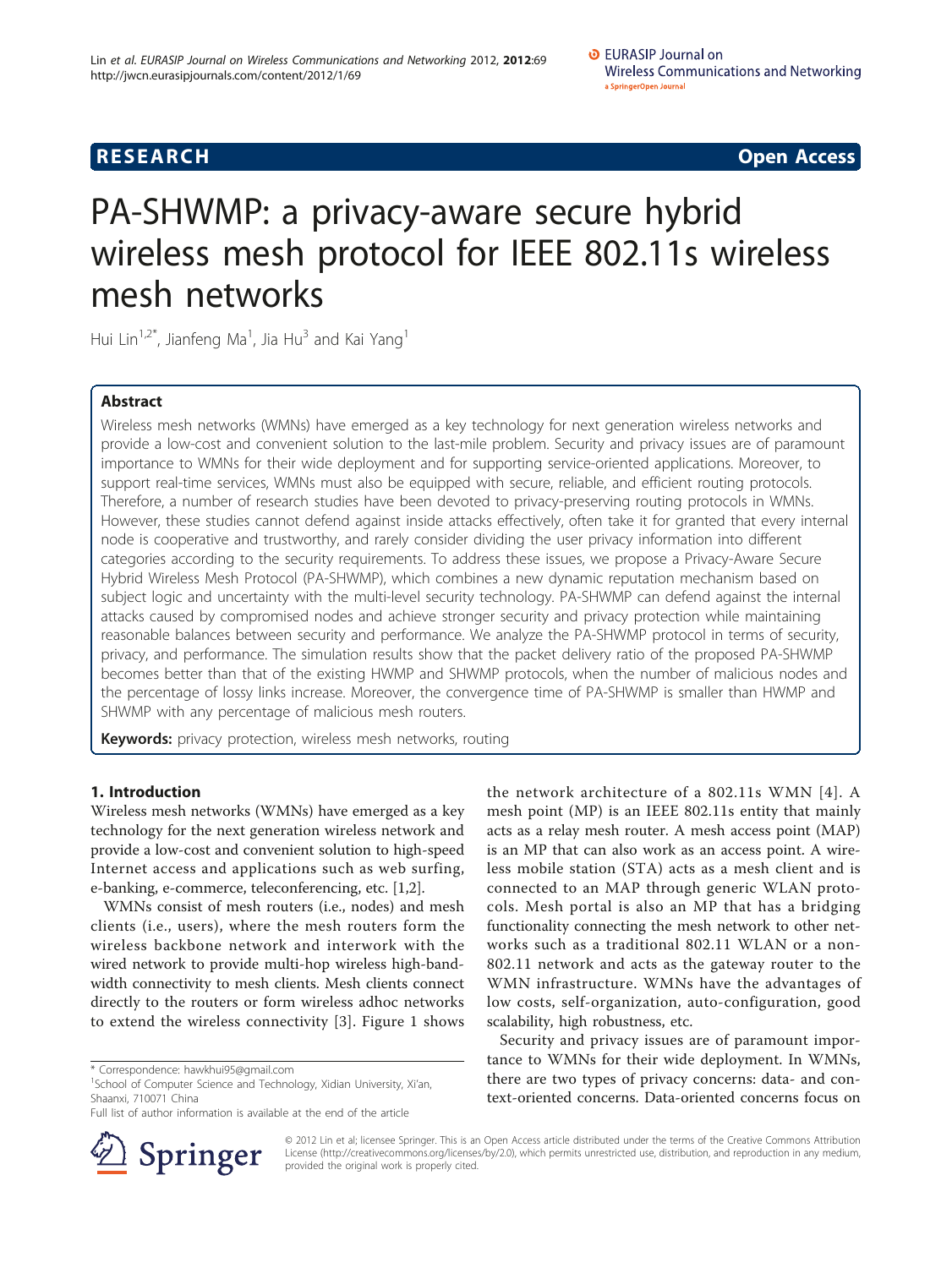RESEARCH Open Access

# PA-SHWMP: a privacy-aware secure hybrid wireless mesh protocol for IEEE 802.11s wireless mesh networks

Hui Lin[1,2*], Jianfeng Ma[1], Jia Hu[3] and Kai Yang[1]

## Abstract

Wireless mesh networks (WMNs) have emerged as a key technology for next generation wireless networks and provide a low-cost and convenient solution to the last-mile problem. Security and privacy issues are of paramount importance to WMNs for their wide deployment and for supporting service-oriented applications. Moreover, to support real-time services, WMNs must also be equipped with secure, reliable, and efficient routing protocols. Therefore, a number of research studies have been devoted to privacy-preserving routing protocols in WMNs. However, these studies cannot defend against inside attacks effectively, often take it for granted that every internal node is cooperative and trustworthy, and rarely consider dividing the user privacy information into different categories according to the security requirements. To address these issues, we propose a Privacy-Aware Secure Hybrid Wireless Mesh Protocol (PA-SHWMP), which combines a new dynamic reputation mechanism based on subject logic and uncertainty with the multi-level security technology. PA-SHWMP can defend against the internal attacks caused by compromised nodes and achieve stronger security and privacy protection while maintaining reasonable balances between security and performance. We analyze the PA-SHWMP protocol in terms of security, privacy, and performance. The simulation results show that the packet delivery ratio of the proposed PA-SHWMP becomes better than that of the existing HWMP and SHWMP protocols, when the number of malicious nodes and the percentage of lossy links increase. Moreover, the convergence time of PA-SHWMP is smaller than HWMP and SHWMP with any percentage of malicious mesh routers.

**Keywords:** privacy protection, wireless mesh networks, routing

## 1. Introduction

Wireless mesh networks (WMNs) have emerged as a key technology for the next generation wireless network and provide a low-cost and convenient solution to high-speed Internet access and applications such as web surfing, e-banking, e-commerce, teleconferencing, etc. [1,2].

WMNs consist of mesh routers (i.e., nodes) and mesh clients (i.e., users), where the mesh routers form the wireless backbone network and interwork with the wired network to provide multi-hop wireless high-bandwidth connectivity to mesh clients. Mesh clients connect directly to the routers or form wireless adhoc networks to extend the wireless connectivity [3]. Figure 1 shows the network architecture of a 802.11s WMN [4]. A mesh point (MP) is an IEEE 802.11s entity that mainly acts as a relay mesh router. A mesh access point (MAP) is an MP that can also work as an access point. A wireless mobile station (STA) acts as a mesh client and is connected to an MAP through generic WLAN protocols. Mesh portal is also an MP that has a bridging functionality connecting the mesh network to other networks such as a traditional 802.11 WLAN or a non-802.11 network and acts as the gateway router to the WMN infrastructure. WMNs have the advantages of low costs, self-organization, auto-configuration, good scalability, high robustness, etc.

Security and privacy issues are of paramount importance to WMNs for their wide deployment. In WMNs, there are two types of privacy concerns: data- and context-oriented concerns. Data-oriented concerns focus on

\* Correspondence: hawkhui95@gmail.com
[1]School of Computer Science and Technology, Xidian University, Xi'an, Shaanxi, 710071 China
Full list of author information is available at the end of the article

© 2012 Lin et al; licensee Springer. This is an Open Access article distributed under the terms of the Creative Commons Attribution License (http://creativecommons.org/licenses/by/2.0), which permits unrestricted use, distribution, and reproduction in any medium, provided the original work is properly cited.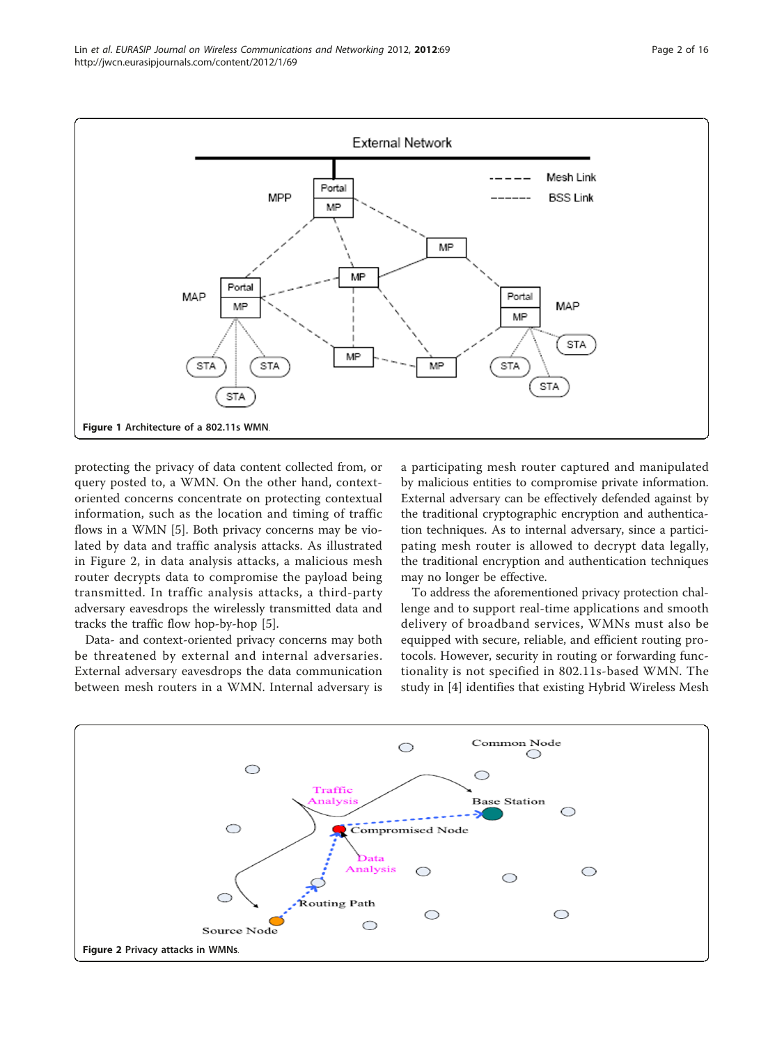Figure 1 Architecture of a 802.11s WMN.

protecting the privacy of data content collected from, or query posted to, a WMN. On the other hand, context-oriented concerns concentrate on protecting contextual information, such as the location and timing of traffic flows in a WMN [5]. Both privacy concerns may be violated by data and traffic analysis attacks. As illustrated in Figure 2, in data analysis attacks, a malicious mesh router decrypts data to compromise the payload being transmitted. In traffic analysis attacks, a third-party adversary eavesdrops the wirelessly transmitted data and tracks the traffic flow hop-by-hop [5].

Data- and context-oriented privacy concerns may both be threatened by external and internal adversaries. External adversary eavesdrops the data communication between mesh routers in a WMN. Internal adversary is a participating mesh router captured and manipulated by malicious entities to compromise private information. External adversary can be effectively defended against by the traditional cryptographic encryption and authentication techniques. As to internal adversary, since a participating mesh router is allowed to decrypt data legally, the traditional encryption and authentication techniques may no longer be effective.

To address the aforementioned privacy protection challenge and to support real-time applications and smooth delivery of broadband services, WMNs must also be equipped with secure, reliable, and efficient routing protocols. However, security in routing or forwarding functionality is not specified in 802.11s-based WMN. The study in [4] identifies that existing Hybrid Wireless Mesh

Figure 2 Privacy attacks in WMNs.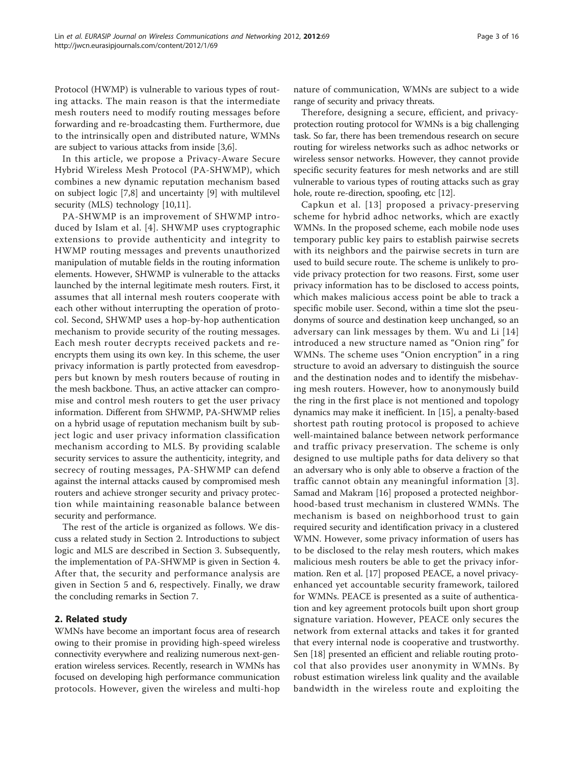Protocol (HWMP) is vulnerable to various types of routing attacks. The main reason is that the intermediate mesh routers need to modify routing messages before forwarding and re-broadcasting them. Furthermore, due to the intrinsically open and distributed nature, WMNs are subject to various attacks from inside [3,6].

In this article, we propose a Privacy-Aware Secure Hybrid Wireless Mesh Protocol (PA-SHWMP), which combines a new dynamic reputation mechanism based on subject logic [7,8] and uncertainty [9] with multilevel security (MLS) technology [10,11].

PA-SHWMP is an improvement of SHWMP introduced by Islam et al. [4]. SHWMP uses cryptographic extensions to provide authenticity and integrity to HWMP routing messages and prevents unauthorized manipulation of mutable fields in the routing information elements. However, SHWMP is vulnerable to the attacks launched by the internal legitimate mesh routers. First, it assumes that all internal mesh routers cooperate with each other without interrupting the operation of protocol. Second, SHWMP uses a hop-by-hop authentication mechanism to provide security of the routing messages. Each mesh router decrypts received packets and re-encrypts them using its own key. In this scheme, the user privacy information is partly protected from eavesdroppers but known by mesh routers because of routing in the mesh backbone. Thus, an active attacker can compromise and control mesh routers to get the user privacy information. Different from SHWMP, PA-SHWMP relies on a hybrid usage of reputation mechanism built by subject logic and user privacy information classification mechanism according to MLS. By providing scalable security services to assure the authenticity, integrity, and secrecy of routing messages, PA-SHWMP can defend against the internal attacks caused by compromised mesh routers and achieve stronger security and privacy protection while maintaining reasonable balance between security and performance.

The rest of the article is organized as follows. We discuss a related study in Section 2. Introductions to subject logic and MLS are described in Section 3. Subsequently, the implementation of PA-SHWMP is given in Section 4. After that, the security and performance analysis are given in Section 5 and 6, respectively. Finally, we draw the concluding remarks in Section 7.

## 2. Related study

WMNs have become an important focus area of research owing to their promise in providing high-speed wireless connectivity everywhere and realizing numerous next-generation wireless services. Recently, research in WMNs has focused on developing high performance communication protocols. However, given the wireless and multi-hop nature of communication, WMNs are subject to a wide range of security and privacy threats.

Therefore, designing a secure, efficient, and privacy-protection routing protocol for WMNs is a big challenging task. So far, there has been tremendous research on secure routing for wireless networks such as adhoc networks or wireless sensor networks. However, they cannot provide specific security features for mesh networks and are still vulnerable to various types of routing attacks such as gray hole, route re-direction, spoofing, etc [12].

Capkun et al. [13] proposed a privacy-preserving scheme for hybrid adhoc networks, which are exactly WMNs. In the proposed scheme, each mobile node uses temporary public key pairs to establish pairwise secrets with its neighbors and the pairwise secrets in turn are used to build secure route. The scheme is unlikely to provide privacy protection for two reasons. First, some user privacy information has to be disclosed to access points, which makes malicious access point be able to track a specific mobile user. Second, within a time slot the pseudonyms of source and destination keep unchanged, so an adversary can link messages by them. Wu and Li [14] introduced a new structure named as "Onion ring" for WMNs. The scheme uses "Onion encryption" in a ring structure to avoid an adversary to distinguish the source and the destination nodes and to identify the misbehaving mesh routers. However, how to anonymously build the ring in the first place is not mentioned and topology dynamics may make it inefficient. In [15], a penalty-based shortest path routing protocol is proposed to achieve well-maintained balance between network performance and traffic privacy preservation. The scheme is only designed to use multiple paths for data delivery so that an adversary who is only able to observe a fraction of the traffic cannot obtain any meaningful information [3]. Samad and Makram [16] proposed a protected neighborhood-based trust mechanism in clustered WMNs. The mechanism is based on neighborhood trust to gain required security and identification privacy in a clustered WMN. However, some privacy information of users has to be disclosed to the relay mesh routers, which makes malicious mesh routers be able to get the privacy information. Ren et al. [17] proposed PEACE, a novel privacy-enhanced yet accountable security framework, tailored for WMNs. PEACE is presented as a suite of authentication and key agreement protocols built upon short group signature variation. However, PEACE only secures the network from external attacks and takes it for granted that every internal node is cooperative and trustworthy. Sen [18] presented an efficient and reliable routing protocol that also provides user anonymity in WMNs. By robust estimation wireless link quality and the available bandwidth in the wireless route and exploiting the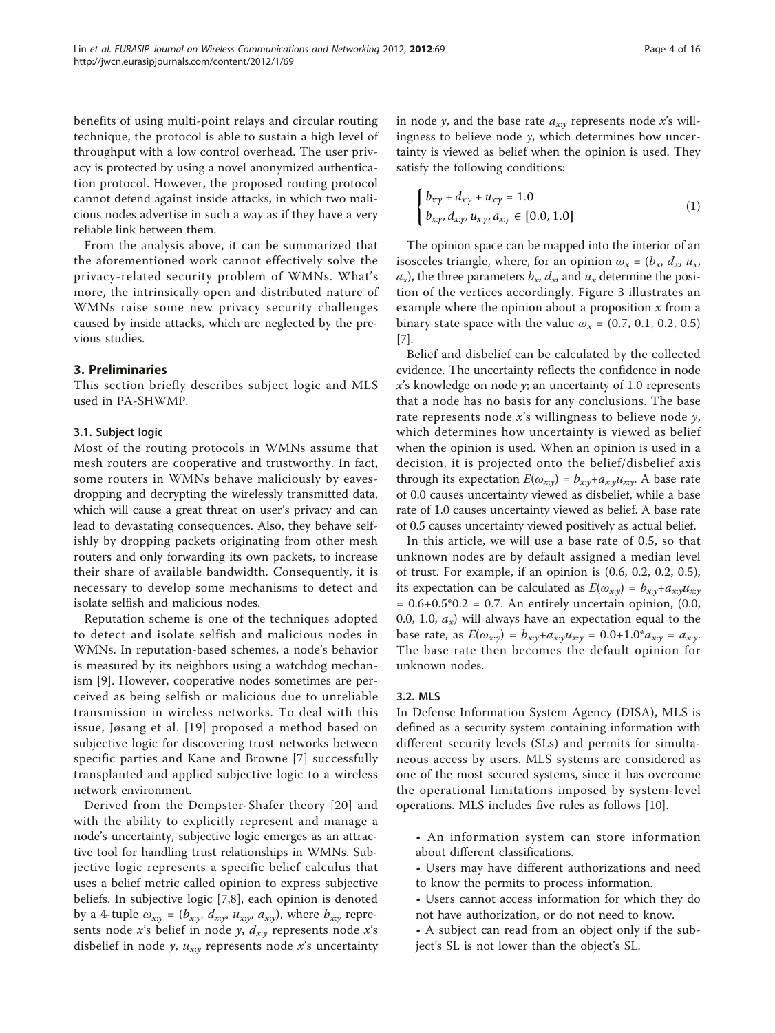benefits of using multi-point relays and circular routing technique, the protocol is able to sustain a high level of throughput with a low control overhead. The user privacy is protected by using a novel anonymized authentication protocol. However, the proposed routing protocol cannot defend against inside attacks, in which two malicious nodes advertise in such a way as if they have a very reliable link between them.

From the analysis above, it can be summarized that the aforementioned work cannot effectively solve the privacy-related security problem of WMNs. What's more, the intrinsically open and distributed nature of WMNs raise some new privacy security challenges caused by inside attacks, which are neglected by the previous studies.

## 3. Preliminaries

This section briefly describes subject logic and MLS used in PA-SHWMP.

### 3.1. Subject logic

Most of the routing protocols in WMNs assume that mesh routers are cooperative and trustworthy. In fact, some routers in WMNs behave maliciously by eavesdropping and decrypting the wirelessly transmitted data, which will cause a great threat on user's privacy and can lead to devastating consequences. Also, they behave selfishly by dropping packets originating from other mesh routers and only forwarding its own packets, to increase their share of available bandwidth. Consequently, it is necessary to develop some mechanisms to detect and isolate selfish and malicious nodes.

Reputation scheme is one of the techniques adopted to detect and isolate selfish and malicious nodes in WMNs. In reputation-based schemes, a node's behavior is measured by its neighbors using a watchdog mechanism [9]. However, cooperative nodes sometimes are perceived as being selfish or malicious due to unreliable transmission in wireless networks. To deal with this issue, Jøsang et al. [19] proposed a method based on subjective logic for discovering trust networks between specific parties and Kane and Browne [7] successfully transplanted and applied subjective logic to a wireless network environment.

Derived from the Dempster-Shafer theory [20] and with the ability to explicitly represent and manage a node's uncertainty, subjective logic emerges as an attractive tool for handling trust relationships in WMNs. Subjective logic represents a specific belief calculus that uses a belief metric called opinion to express subjective beliefs. In subjective logic [7,8], each opinion is denoted by a 4-tuple $\omega_{x:y} = (b_{x:y}, d_{x:y}, u_{x:y}, a_{x:y})$, where $b_{x:y}$ represents node $x$'s belief in node $y$, $d_{x:y}$ represents node $x$'s disbelief in node $y$, $u_{x:y}$ represents node $x$'s uncertainty in node $y$, and the base rate $a_{x:y}$ represents node $x$'s willingness to believe node $y$, which determines how uncertainty is viewed as belief when the opinion is used. They satisfy the following conditions:

$$\begin{cases} b_{x:y} + d_{x:y} + u_{x:y} = 1.0 \\ b_{x:y}, d_{x:y}, u_{x:y}, a_{x:y} \in [0.0, 1.0] \end{cases} \tag{1}$$

The opinion space can be mapped into the interior of an isosceles triangle, where, for an opinion $\omega_x = (b_x, d_x, u_x, a_x)$, the three parameters $b_x$, $d_x$, and $u_x$ determine the position of the vertices accordingly. Figure 3 illustrates an example where the opinion about a proposition $x$ from a binary state space with the value $\omega_x = (0.7, 0.1, 0.2, 0.5)$ [7].

Belief and disbelief can be calculated by the collected evidence. The uncertainty reflects the confidence in node $x$'s knowledge on node $y$; an uncertainty of 1.0 represents that a node has no basis for any conclusions. The base rate represents node $x$'s willingness to believe node $y$, which determines how uncertainty is viewed as belief when the opinion is used. When an opinion is used in a decision, it is projected onto the belief/disbelief axis through its expectation $E(\omega_{x:y}) = b_{x:y}+a_{x:y}u_{x:y}$. A base rate of 0.0 causes uncertainty viewed as disbelief, while a base rate of 1.0 causes uncertainty viewed as belief. A base rate of 0.5 causes uncertainty viewed positively as actual belief.

In this article, we will use a base rate of 0.5, so that unknown nodes are by default assigned a median level of trust. For example, if an opinion is (0.6, 0.2, 0.2, 0.5), its expectation can be calculated as $E(\omega_{x:y}) = b_{x:y}+a_{x:y}u_{x:y} = 0.6+0.5*0.2 = 0.7$. An entirely uncertain opinion, (0.0, 0.0, 1.0, $a_x$) will always have an expectation equal to the base rate, as $E(\omega_{x:y}) = b_{x:y}+a_{x:y}u_{x:y} = 0.0+1.0*a_{x:y} = a_{x:y}$. The base rate then becomes the default opinion for unknown nodes.

### 3.2. MLS

In Defense Information System Agency (DISA), MLS is defined as a security system containing information with different security levels (SLs) and permits for simultaneous access by users. MLS systems are considered as one of the most secured systems, since it has overcome the operational limitations imposed by system-level operations. MLS includes five rules as follows [10].

- An information system can store information about different classifications.
- Users may have different authorizations and need to know the permits to process information.
- Users cannot access information for which they do not have authorization, or do not need to know.
- A subject can read from an object only if the subject's SL is not lower than the object's SL.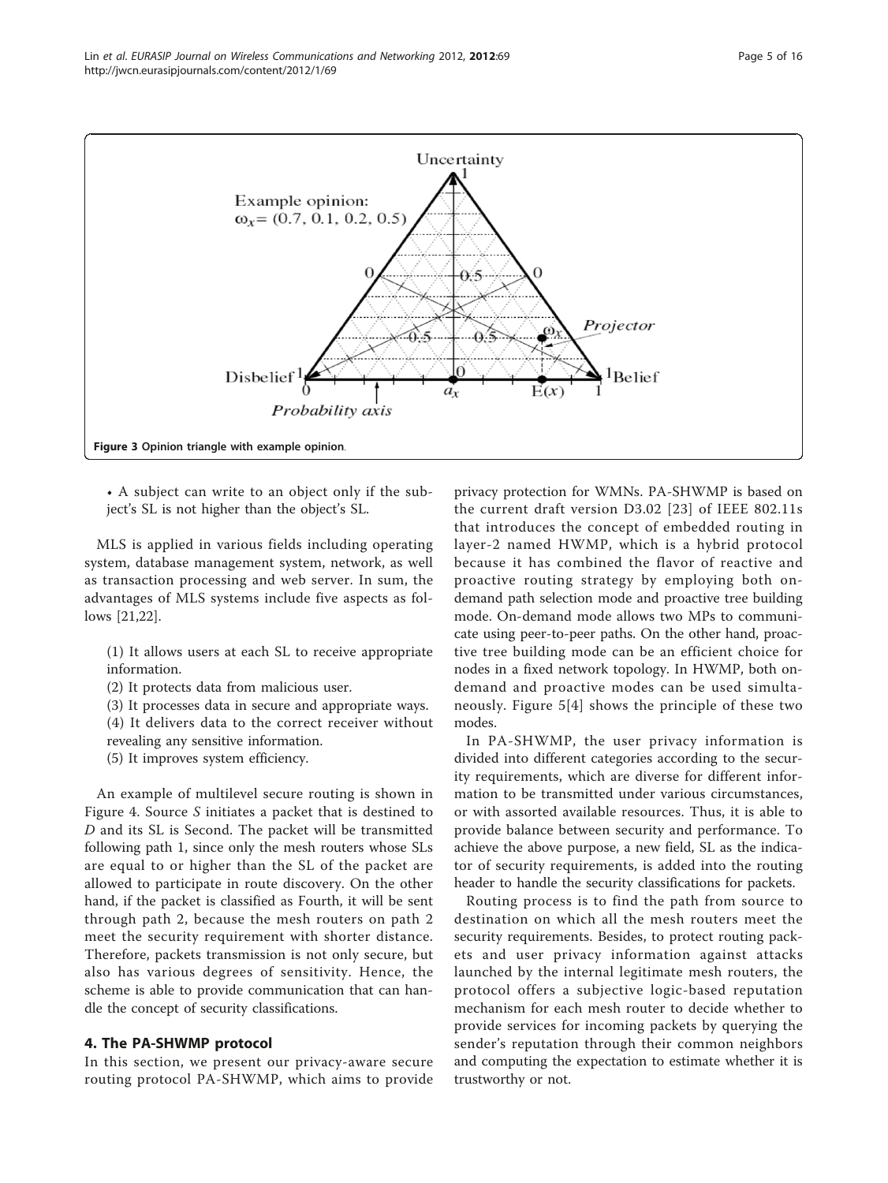**Figure 3 Opinion triangle with example opinion.**

- A subject can write to an object only if the subject's SL is not higher than the object's SL.

MLS is applied in various fields including operating system, database management system, network, as well as transaction processing and web server. In sum, the advantages of MLS systems include five aspects as follows [21,22].

(1) It allows users at each SL to receive appropriate information.
(2) It protects data from malicious user.
(3) It processes data in secure and appropriate ways.
(4) It delivers data to the correct receiver without revealing any sensitive information.
(5) It improves system efficiency.

An example of multilevel secure routing is shown in Figure 4. Source *S* initiates a packet that is destined to *D* and its SL is Second. The packet will be transmitted following path 1, since only the mesh routers whose SLs are equal to or higher than the SL of the packet are allowed to participate in route discovery. On the other hand, if the packet is classified as Fourth, it will be sent through path 2, because the mesh routers on path 2 meet the security requirement with shorter distance. Therefore, packets transmission is not only secure, but also has various degrees of sensitivity. Hence, the scheme is able to provide communication that can handle the concept of security classifications.

## 4. The PA-SHWMP protocol

In this section, we present our privacy-aware secure routing protocol PA-SHWMP, which aims to provide privacy protection for WMNs. PA-SHWMP is based on the current draft version D3.02 [23] of IEEE 802.11s that introduces the concept of embedded routing in layer-2 named HWMP, which is a hybrid protocol because it has combined the flavor of reactive and proactive routing strategy by employing both on-demand path selection mode and proactive tree building mode. On-demand mode allows two MPs to communicate using peer-to-peer paths. On the other hand, proactive tree building mode can be an efficient choice for nodes in a fixed network topology. In HWMP, both on-demand and proactive modes can be used simultaneously. Figure 5[4] shows the principle of these two modes.

In PA-SHWMP, the user privacy information is divided into different categories according to the security requirements, which are diverse for different information to be transmitted under various circumstances, or with assorted available resources. Thus, it is able to provide balance between security and performance. To achieve the above purpose, a new field, SL as the indicator of security requirements, is added into the routing header to handle the security classifications for packets.

Routing process is to find the path from source to destination on which all the mesh routers meet the security requirements. Besides, to protect routing packets and user privacy information against attacks launched by the internal legitimate mesh routers, the protocol offers a subjective logic-based reputation mechanism for each mesh router to decide whether to provide services for incoming packets by querying the sender's reputation through their common neighbors and computing the expectation to estimate whether it is trustworthy or not.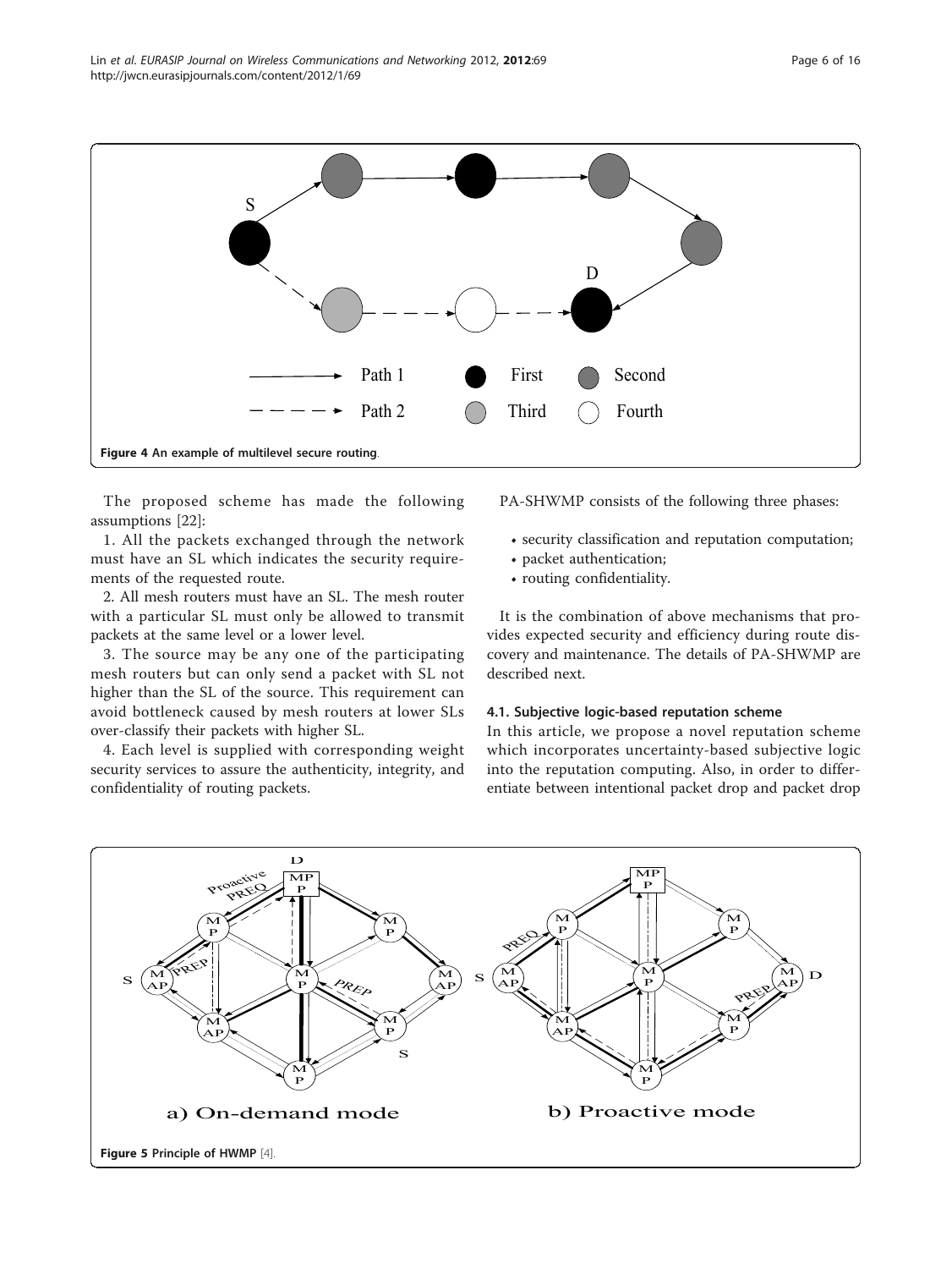Figure 4 An example of multilevel secure routing.

The proposed scheme has made the following assumptions [22]:

1. All the packets exchanged through the network must have an SL which indicates the security requirements of the requested route.

2. All mesh routers must have an SL. The mesh router with a particular SL must only be allowed to transmit packets at the same level or a lower level.

3. The source may be any one of the participating mesh routers but can only send a packet with SL not higher than the SL of the source. This requirement can avoid bottleneck caused by mesh routers at lower SLs over-classify their packets with higher SL.

4. Each level is supplied with corresponding weight security services to assure the authenticity, integrity, and confidentiality of routing packets.

PA-SHWMP consists of the following three phases:

- security classification and reputation computation;
- packet authentication;
- routing confidentiality.

It is the combination of above mechanisms that provides expected security and efficiency during route discovery and maintenance. The details of PA-SHWMP are described next.

### 4.1. Subjective logic-based reputation scheme

In this article, we propose a novel reputation scheme which incorporates uncertainty-based subjective logic into the reputation computing. Also, in order to differentiate between intentional packet drop and packet drop

Figure 5 Principle of HWMP [4].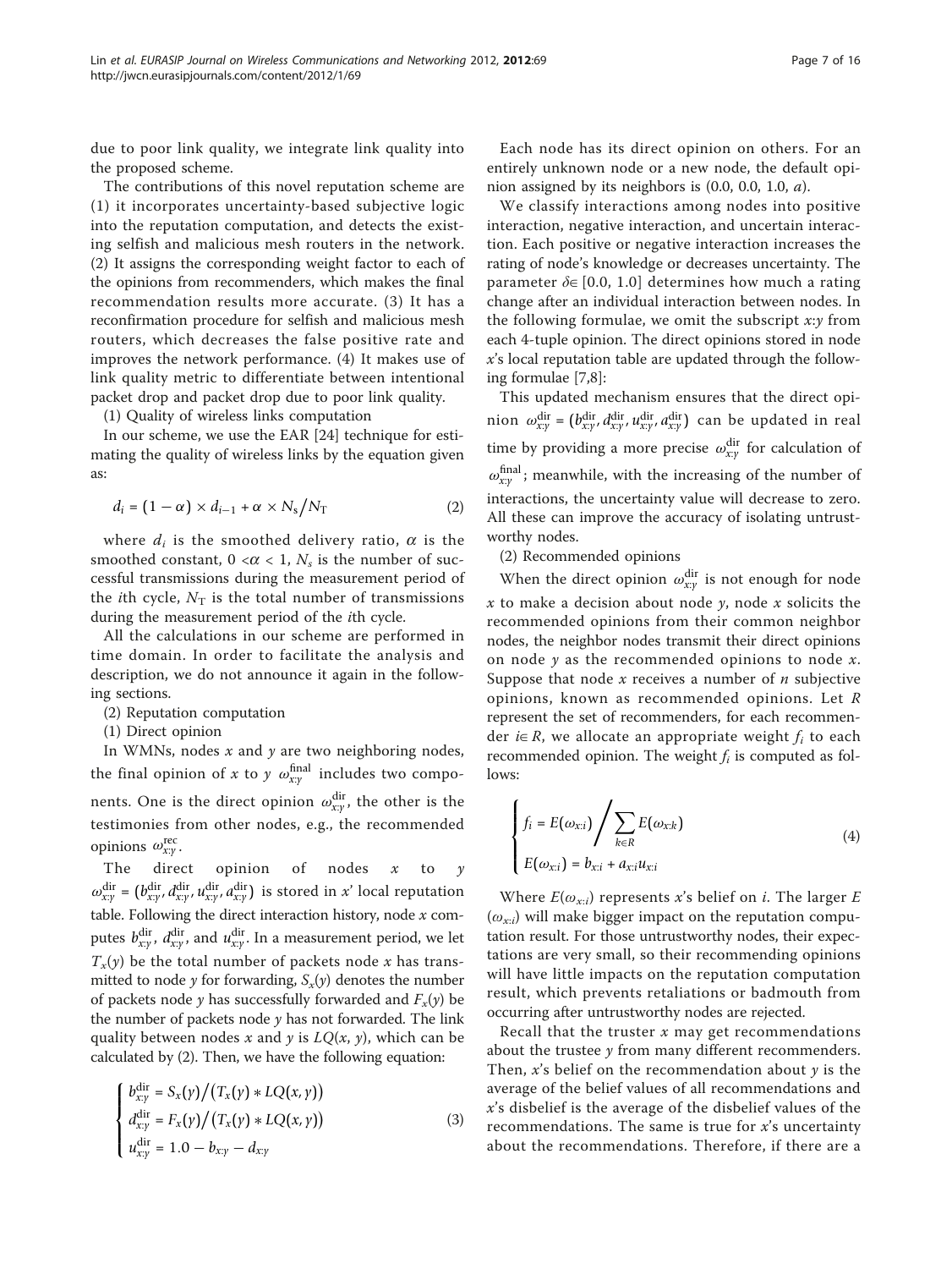due to poor link quality, we integrate link quality into the proposed scheme.

The contributions of this novel reputation scheme are (1) it incorporates uncertainty-based subjective logic into the reputation computation, and detects the existing selfish and malicious mesh routers in the network. (2) It assigns the corresponding weight factor to each of the opinions from recommenders, which makes the final recommendation results more accurate. (3) It has a reconfirmation procedure for selfish and malicious mesh routers, which decreases the false positive rate and improves the network performance. (4) It makes use of link quality metric to differentiate between intentional packet drop and packet drop due to poor link quality.

(1) Quality of wireless links computation

In our scheme, we use the EAR [24] technique for estimating the quality of wireless links by the equation given as:

$$d_i = (1 - \alpha) \times d_{i-1} + \alpha \times N_s / N_T \tag{2}$$

where $d_i$ is the smoothed delivery ratio, $\alpha$ is the smoothed constant, $0 < \alpha < 1$, $N_s$ is the number of successful transmissions during the measurement period of the $i$th cycle, $N_T$ is the total number of transmissions during the measurement period of the $i$th cycle.

All the calculations in our scheme are performed in time domain. In order to facilitate the analysis and description, we do not announce it again in the following sections.

(2) Reputation computation

(1) Direct opinion

In WMNs, nodes $x$ and $y$ are two neighboring nodes, the final opinion of $x$ to $y$ $\omega_{x:y}^{\text{final}}$ includes two components. One is the direct opinion $\omega_{x:y}^{\text{dir}}$, the other is the testimonies from other nodes, e.g., the recommended opinions $\omega_{x:y}^{\text{rec}}$.

The direct opinion of nodes $x$ to $y$ $\omega_{x:y}^{\text{dir}} = (b_{x:y}^{\text{dir}}, d_{x:y}^{\text{dir}}, u_{x:y}^{\text{dir}}, a_{x:y}^{\text{dir}})$ is stored in $x$' local reputation table. Following the direct interaction history, node $x$ computes $b_{x:y}^{\text{dir}}$, $d_{x:y}^{\text{dir}}$, and $u_{x:y}^{\text{dir}}$. In a measurement period, we let $T_x(y)$ be the total number of packets node $x$ has transmitted to node $y$ for forwarding, $S_x(y)$ denotes the number of packets node $y$ has successfully forwarded and $F_x(y)$ be the number of packets node $y$ has not forwarded. The link quality between nodes $x$ and $y$ is $LQ(x, y)$, which can be calculated by (2). Then, we have the following equation:

$$\begin{cases} b_{x:y}^{\text{dir}} = S_x(y) / \left(T_x(y) * LQ(x, y)\right) \\ d_{x:y}^{\text{dir}} = F_x(y) / \left(T_x(y) * LQ(x, y)\right) \\ u_{x:y}^{\text{dir}} = 1.0 - b_{x:y} - d_{x:y} \end{cases} \tag{3}$$

Each node has its direct opinion on others. For an entirely unknown node or a new node, the default opinion assigned by its neighbors is (0.0, 0.0, 1.0, $a$).

We classify interactions among nodes into positive interaction, negative interaction, and uncertain interaction. Each positive or negative interaction increases the rating of node's knowledge or decreases uncertainty. The parameter $\delta \in [0.0, 1.0]$ determines how much a rating change after an individual interaction between nodes. In the following formulae, we omit the subscript $x:y$ from each 4-tuple opinion. The direct opinions stored in node $x$'s local reputation table are updated through the following formulae [7,8]:

This updated mechanism ensures that the direct opinion $\omega_{x:y}^{\text{dir}} = (b_{x:y}^{\text{dir}}, d_{x:y}^{\text{dir}}, u_{x:y}^{\text{dir}}, a_{x:y}^{\text{dir}})$ can be updated in real time by providing a more precise $\omega_{x:y}^{\text{dir}}$ for calculation of $\omega_{x:y}^{\text{final}}$; meanwhile, with the increasing of the number of interactions, the uncertainty value will decrease to zero. All these can improve the accuracy of isolating untrustworthy nodes.

(2) Recommended opinions

When the direct opinion $\omega_{x:y}^{\text{dir}}$ is not enough for node $x$ to make a decision about node $y$, node $x$ solicits the recommended opinions from their common neighbor nodes, the neighbor nodes transmit their direct opinions on node $y$ as the recommended opinions to node $x$. Suppose that node $x$ receives a number of $n$ subjective opinions, known as recommended opinions. Let $R$ represent the set of recommenders, for each recommender $i \in R$, we allocate an appropriate weight $f_i$ to each recommended opinion. The weight $f_i$ is computed as follows:

$$\begin{cases} f_i = E(\omega_{x:i}) \Big/ \sum_{k \in R} E(\omega_{x:k}) \\ E(\omega_{x:i}) = b_{x:i} + a_{x:i} u_{x:i} \end{cases} \tag{4}$$

Where $E(\omega_{x:i})$ represents $x$'s belief on $i$. The larger $E(\omega_{x:i})$ will make bigger impact on the reputation computation result. For those untrustworthy nodes, their expectations are very small, so their recommending opinions will have little impacts on the reputation computation result, which prevents retaliations or badmouth from occurring after untrustworthy nodes are rejected.

Recall that the truster $x$ may get recommendations about the trustee $y$ from many different recommenders. Then, $x$'s belief on the recommendation about $y$ is the average of the belief values of all recommendations and $x$'s disbelief is the average of the disbelief values of the recommendations. The same is true for $x$'s uncertainty about the recommendations. Therefore, if there are a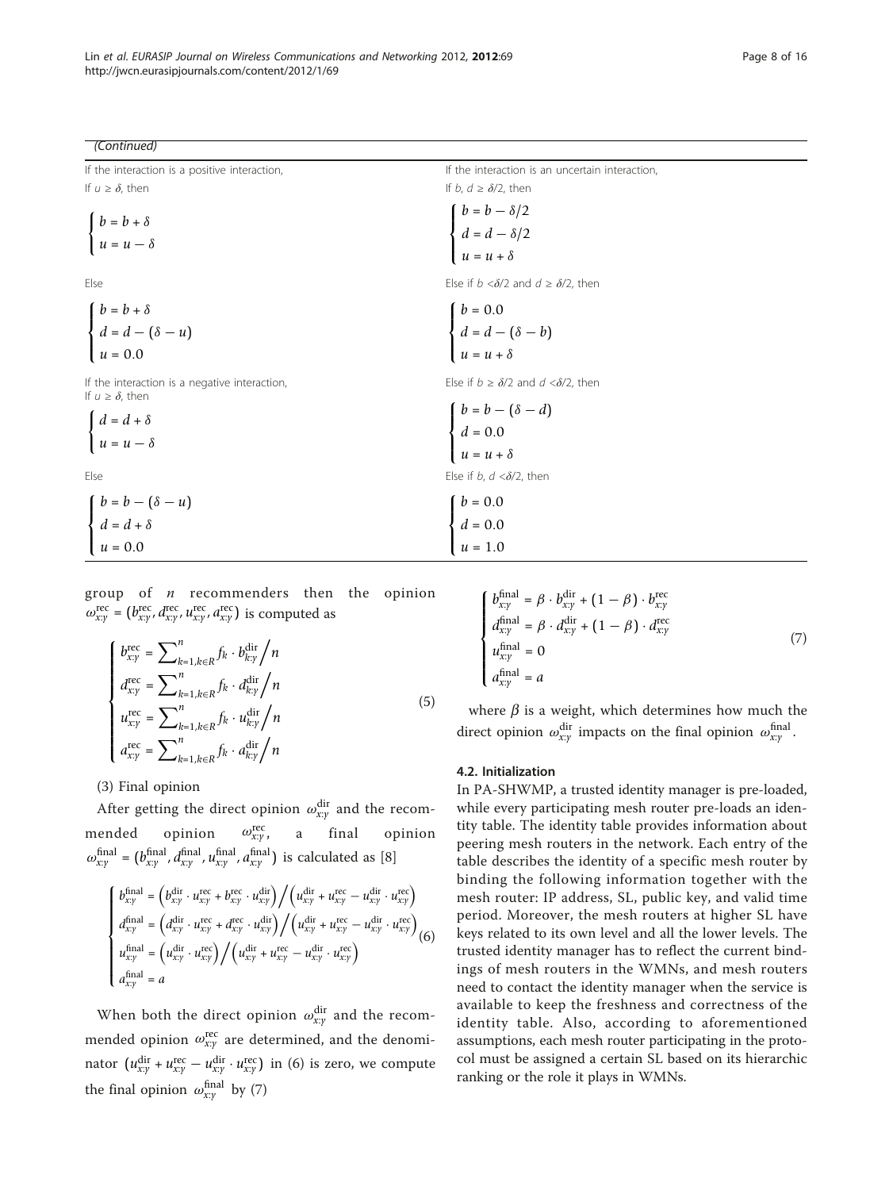*(Continued)*

| If the interaction is a positive interaction, | If the interaction is an uncertain interaction, |
|---|---|
| If $u \geq \delta$, then | If $b$, $d \geq \delta/2$, then |
| $\begin{cases} b = b + \delta \\ u = u - \delta \end{cases}$ | $\begin{cases} b = b - \delta/2 \\ d = d - \delta/2 \\ u = u + \delta \end{cases}$ |
| Else | Else if $b < \delta/2$ and $d \geq \delta/2$, then |
| $\begin{cases} b = b + \delta \\ d = d - (\delta - u) \\ u = 0.0 \end{cases}$ | $\begin{cases} b = 0.0 \\ d = d - (\delta - b) \\ u = u + \delta \end{cases}$ |
| If the interaction is a negative interaction, If $u \geq \delta$, then | Else if $b \geq \delta/2$ and $d < \delta/2$, then |
| $\begin{cases} d = d + \delta \\ u = u - \delta \end{cases}$ | $\begin{cases} b = b - (\delta - d) \\ d = 0.0 \\ u = u + \delta \end{cases}$ |
| Else | Else if $b$, $d < \delta/2$, then |
| $\begin{cases} b = b - (\delta - u) \\ d = d + \delta \\ u = 0.0 \end{cases}$ | $\begin{cases} b = 0.0 \\ d = 0.0 \\ u = 1.0 \end{cases}$ |

group of $n$ recommenders then the opinion $\omega_{x:y}^{\text{rec}} = (b_{x:y}^{\text{rec}}, d_{x:y}^{\text{rec}}, u_{x:y}^{\text{rec}}, a_{x:y}^{\text{rec}})$ is computed as

$$\begin{cases} b_{x:y}^{\text{rec}} = \sum_{k=1,k\in R}^{n} f_k \cdot b_{k:y}^{\text{dir}} \Big/ n \\ d_{x:y}^{\text{rec}} = \sum_{k=1,k\in R}^{n} f_k \cdot d_{k:y}^{\text{dir}} \Big/ n \\ u_{x:y}^{\text{rec}} = \sum_{k=1,k\in R}^{n} f_k \cdot u_{k:y}^{\text{dir}} \Big/ n \\ a_{x:y}^{\text{rec}} = \sum_{k=1,k\in R}^{n} f_k \cdot a_{k:y}^{\text{dir}} \Big/ n \end{cases} \tag{5}$$

(3) Final opinion

After getting the direct opinion $\omega_{x:y}^{\text{dir}}$ and the recommended opinion $\omega_{x:y}^{\text{rec}}$, a final opinion $\omega_{x:y}^{\text{final}} = (b_{x:y}^{\text{final}}, d_{x:y}^{\text{final}}, u_{x:y}^{\text{final}}, a_{x:y}^{\text{final}})$ is calculated as [8]

$$\begin{cases} b_{x:y}^{\text{final}} = \left(b_{x:y}^{\text{dir}} \cdot u_{x:y}^{\text{rec}} + b_{x:y}^{\text{rec}} \cdot u_{x:y}^{\text{dir}}\right) \Big/ \left(u_{x:y}^{\text{dir}} + u_{x:y}^{\text{rec}} - u_{x:y}^{\text{dir}} \cdot u_{x:y}^{\text{rec}}\right) \\ d_{x:y}^{\text{final}} = \left(d_{x:y}^{\text{dir}} \cdot u_{x:y}^{\text{rec}} + d_{x:y}^{\text{rec}} \cdot u_{x:y}^{\text{dir}}\right) \Big/ \left(u_{x:y}^{\text{dir}} + u_{x:y}^{\text{rec}} - u_{x:y}^{\text{dir}} \cdot u_{x:y}^{\text{rec}}\right) \\ u_{x:y}^{\text{final}} = \left(u_{x:y}^{\text{dir}} \cdot u_{x:y}^{\text{rec}}\right) \Big/ \left(u_{x:y}^{\text{dir}} + u_{x:y}^{\text{rec}} - u_{x:y}^{\text{dir}} \cdot u_{x:y}^{\text{rec}}\right) \\ a_{x:y}^{\text{final}} = a \end{cases} \tag{6}$$

When both the direct opinion $\omega_{x:y}^{\text{dir}}$ and the recommended opinion $\omega_{x:y}^{\text{rec}}$ are determined, and the denominator $(u_{x:y}^{\text{dir}} + u_{x:y}^{\text{rec}} - u_{x:y}^{\text{dir}} \cdot u_{x:y}^{\text{rec}})$ in (6) is zero, we compute the final opinion $\omega_{x:y}^{\text{final}}$ by (7)

$$\begin{cases} b_{x:y}^{\text{final}} = \beta \cdot b_{x:y}^{\text{dir}} + (1 - \beta) \cdot b_{x:y}^{\text{rec}} \\ d_{x:y}^{\text{final}} = \beta \cdot d_{x:y}^{\text{dir}} + (1 - \beta) \cdot d_{x:y}^{\text{rec}} \\ u_{x:y}^{\text{final}} = 0 \\ a_{x:y}^{\text{final}} = a \end{cases} \tag{7}$$

where $\beta$ is a weight, which determines how much the direct opinion $\omega_{x:y}^{\text{dir}}$ impacts on the final opinion $\omega_{x:y}^{\text{final}}$.

### 4.2. Initialization

In PA-SHWMP, a trusted identity manager is pre-loaded, while every participating mesh router pre-loads an identity table. The identity table provides information about peering mesh routers in the network. Each entry of the table describes the identity of a specific mesh router by binding the following information together with the mesh router: IP address, SL, public key, and valid time period. Moreover, the mesh routers at higher SL have keys related to its own level and all the lower levels. The trusted identity manager has to reflect the current bindings of mesh routers in the WMNs, and mesh routers need to contact the identity manager when the service is available to keep the freshness and correctness of the identity table. Also, according to aforementioned assumptions, each mesh router participating in the protocol must be assigned a certain SL based on its hierarchic ranking or the role it plays in WMNs.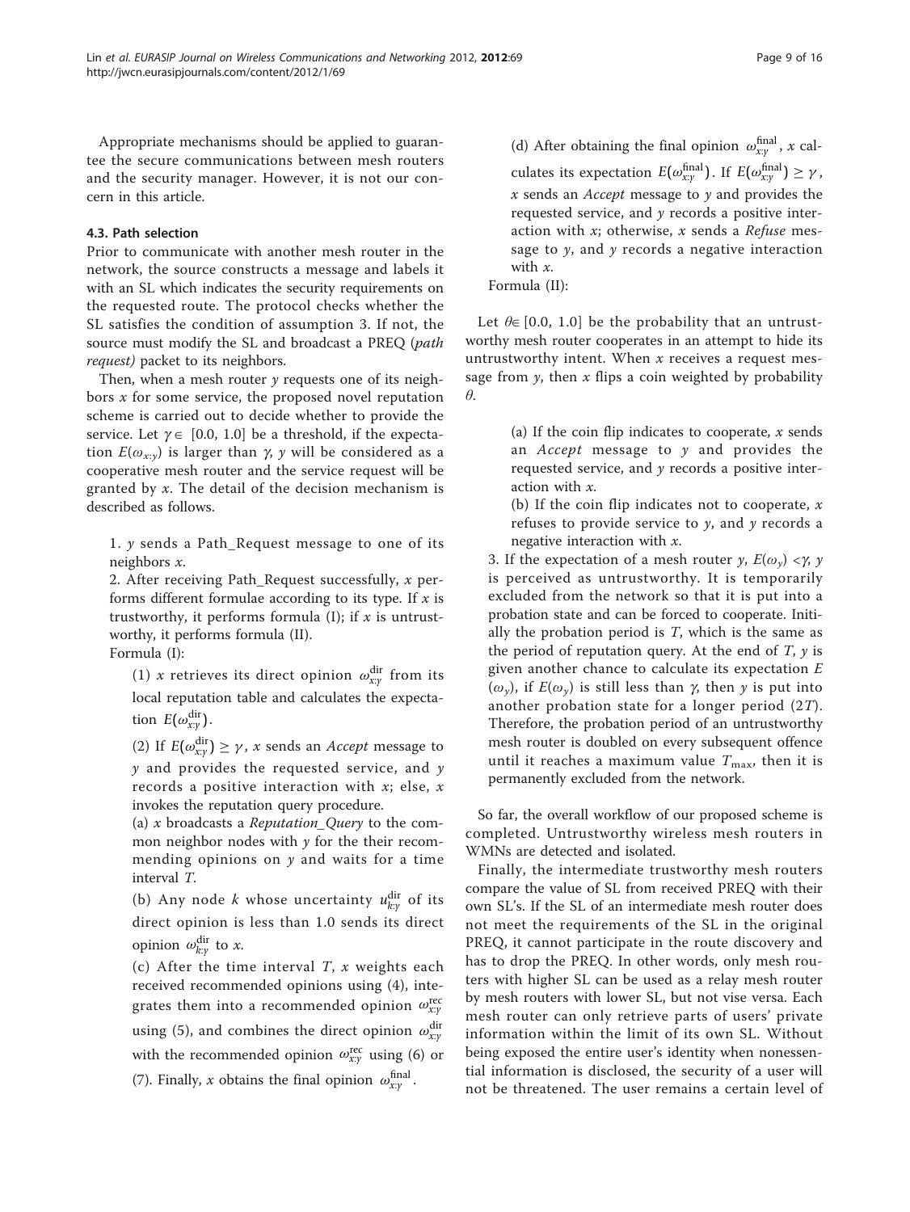Appropriate mechanisms should be applied to guarantee the secure communications between mesh routers and the security manager. However, it is not our concern in this article.

### 4.3. Path selection

Prior to communicate with another mesh router in the network, the source constructs a message and labels it with an SL which indicates the security requirements on the requested route. The protocol checks whether the SL satisfies the condition of assumption 3. If not, the source must modify the SL and broadcast a PREQ (*path request)* packet to its neighbors.

Then, when a mesh router $y$ requests one of its neighbors $x$ for some service, the proposed novel reputation scheme is carried out to decide whether to provide the service. Let $\gamma \in [0.0, 1.0]$ be a threshold, if the expectation $E(\omega_{x:y})$ is larger than $\gamma$, $y$ will be considered as a cooperative mesh router and the service request will be granted by $x$. The detail of the decision mechanism is described as follows.

1. $y$ sends a Path_Request message to one of its neighbors $x$.
2. After receiving Path_Request successfully, $x$ performs different formulae according to its type. If $x$ is trustworthy, it performs formula (I); if $x$ is untrustworthy, it performs formula (II).

Formula (I):

(1) $x$ retrieves its direct opinion $\omega_{x:y}^{\text{dir}}$ from its local reputation table and calculates the expectation $E(\omega_{x:y}^{\text{dir}})$.

(2) If $E(\omega_{x:y}^{\text{dir}}) \geq \gamma$, $x$ sends an *Accept* message to $y$ and provides the requested service, and $y$ records a positive interaction with $x$; else, $x$ invokes the reputation query procedure.

(a) $x$ broadcasts a *Reputation_Query* to the common neighbor nodes with $y$ for the their recommending opinions on $y$ and waits for a time interval $T$.

(b) Any node $k$ whose uncertainty $u_{k:y}^{\text{dir}}$ of its direct opinion is less than 1.0 sends its direct opinion $\omega_{k:y}^{\text{dir}}$ to $x$.

(c) After the time interval $T$, $x$ weights each received recommended opinions using (4), integrates them into a recommended opinion $\omega_{x:y}^{\text{rec}}$ using (5), and combines the direct opinion $\omega_{x:y}^{\text{dir}}$ with the recommended opinion $\omega_{x:y}^{\text{rec}}$ using (6) or (7). Finally, $x$ obtains the final opinion $\omega_{x:y}^{\text{final}}$.

(d) After obtaining the final opinion $\omega_{x:y}^{\text{final}}$, $x$ calculates its expectation $E(\omega_{x:y}^{\text{final}})$. If $E(\omega_{x:y}^{\text{final}}) \geq \gamma$, $x$ sends an *Accept* message to $y$ and provides the requested service, and $y$ records a positive interaction with $x$; otherwise, $x$ sends a *Refuse* message to $y$, and $y$ records a negative interaction with $x$.

Formula (II):

Let $\theta \in [0.0, 1.0]$ be the probability that an untrustworthy mesh router cooperates in an attempt to hide its untrustworthy intent. When $x$ receives a request message from $y$, then $x$ flips a coin weighted by probability $\theta$.

(a) If the coin flip indicates to cooperate, $x$ sends an *Accept* message to $y$ and provides the requested service, and $y$ records a positive interaction with $x$.

(b) If the coin flip indicates not to cooperate, $x$ refuses to provide service to $y$, and $y$ records a negative interaction with $x$.

3. If the expectation of a mesh router $y$, $E(\omega_y) < \gamma$, $y$ is perceived as untrustworthy. It is temporarily excluded from the network so that it is put into a probation state and can be forced to cooperate. Initially the probation period is $T$, which is the same as the period of reputation query. At the end of $T$, $y$ is given another chance to calculate its expectation $E(\omega_y)$, if $E(\omega_y)$ is still less than $\gamma$, then $y$ is put into another probation state for a longer period ($2T$). Therefore, the probation period of an untrustworthy mesh router is doubled on every subsequent offence until it reaches a maximum value $T_{\max}$, then it is permanently excluded from the network.

So far, the overall workflow of our proposed scheme is completed. Untrustworthy wireless mesh routers in WMNs are detected and isolated.

Finally, the intermediate trustworthy mesh routers compare the value of SL from received PREQ with their own SL's. If the SL of an intermediate mesh router does not meet the requirements of the SL in the original PREQ, it cannot participate in the route discovery and has to drop the PREQ. In other words, only mesh routers with higher SL can be used as a relay mesh router by mesh routers with lower SL, but not vise versa. Each mesh router can only retrieve parts of users' private information within the limit of its own SL. Without being exposed the entire user's identity when nonessential information is disclosed, the security of a user will not be threatened. The user remains a certain level of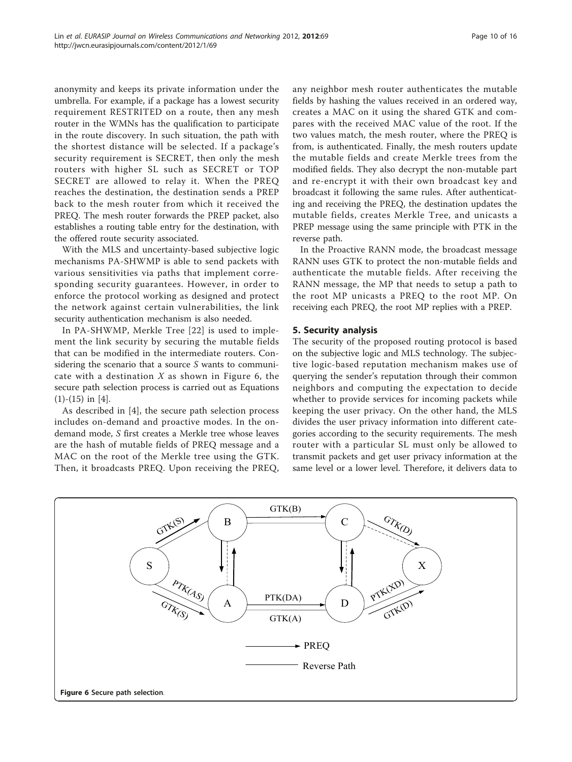anonymity and keeps its private information under the umbrella. For example, if a package has a lowest security requirement RESTRITED on a route, then any mesh router in the WMNs has the qualification to participate in the route discovery. In such situation, the path with the shortest distance will be selected. If a package's security requirement is SECRET, then only the mesh routers with higher SL such as SECRET or TOP SECRET are allowed to relay it. When the PREQ reaches the destination, the destination sends a PREP back to the mesh router from which it received the PREQ. The mesh router forwards the PREP packet, also establishes a routing table entry for the destination, with the offered route security associated.

With the MLS and uncertainty-based subjective logic mechanisms PA-SHWMP is able to send packets with various sensitivities via paths that implement corresponding security guarantees. However, in order to enforce the protocol working as designed and protect the network against certain vulnerabilities, the link security authentication mechanism is also needed.

In PA-SHWMP, Merkle Tree [22] is used to implement the link security by securing the mutable fields that can be modified in the intermediate routers. Considering the scenario that a source *S* wants to communicate with a destination *X* as shown in Figure 6, the secure path selection process is carried out as Equations (1)-(15) in [4].

As described in [4], the secure path selection process includes on-demand and proactive modes. In the on-demand mode, *S* first creates a Merkle tree whose leaves are the hash of mutable fields of PREQ message and a MAC on the root of the Merkle tree using the GTK. Then, it broadcasts PREQ. Upon receiving the PREQ, any neighbor mesh router authenticates the mutable fields by hashing the values received in an ordered way, creates a MAC on it using the shared GTK and compares with the received MAC value of the root. If the two values match, the mesh router, where the PREQ is from, is authenticated. Finally, the mesh routers update the mutable fields and create Merkle trees from the modified fields. They also decrypt the non-mutable part and re-encrypt it with their own broadcast key and broadcast it following the same rules. After authenticating and receiving the PREQ, the destination updates the mutable fields, creates Merkle Tree, and unicasts a PREP message using the same principle with PTK in the reverse path.

In the Proactive RANN mode, the broadcast message RANN uses GTK to protect the non-mutable fields and authenticate the mutable fields. After receiving the RANN message, the MP that needs to setup a path to the root MP unicasts a PREQ to the root MP. On receiving each PREQ, the root MP replies with a PREP.

## 5. Security analysis

The security of the proposed routing protocol is based on the subjective logic and MLS technology. The subjective logic-based reputation mechanism makes use of querying the sender's reputation through their common neighbors and computing the expectation to decide whether to provide services for incoming packets while keeping the user privacy. On the other hand, the MLS divides the user privacy information into different categories according to the security requirements. The mesh router with a particular SL must only be allowed to transmit packets and get user privacy information at the same level or a lower level. Therefore, it delivers data to

**Figure 6** Secure path selection.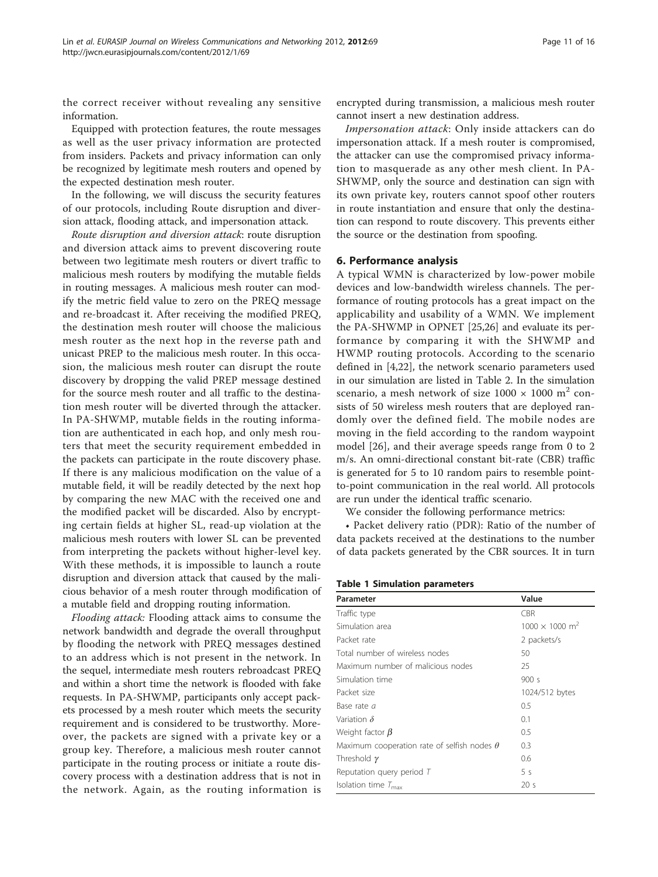the correct receiver without revealing any sensitive information.

Equipped with protection features, the route messages as well as the user privacy information are protected from insiders. Packets and privacy information can only be recognized by legitimate mesh routers and opened by the expected destination mesh router.

In the following, we will discuss the security features of our protocols, including Route disruption and diversion attack, flooding attack, and impersonation attack.

*Route disruption and diversion attack*: route disruption and diversion attack aims to prevent discovering route between two legitimate mesh routers or divert traffic to malicious mesh routers by modifying the mutable fields in routing messages. A malicious mesh router can modify the metric field value to zero on the PREQ message and re-broadcast it. After receiving the modified PREQ, the destination mesh router will choose the malicious mesh router as the next hop in the reverse path and unicast PREP to the malicious mesh router. In this occasion, the malicious mesh router can disrupt the route discovery by dropping the valid PREP message destined for the source mesh router and all traffic to the destination mesh router will be diverted through the attacker. In PA-SHWMP, mutable fields in the routing information are authenticated in each hop, and only mesh routers that meet the security requirement embedded in the packets can participate in the route discovery phase. If there is any malicious modification on the value of a mutable field, it will be readily detected by the next hop by comparing the new MAC with the received one and the modified packet will be discarded. Also by encrypting certain fields at higher SL, read-up violation at the malicious mesh routers with lower SL can be prevented from interpreting the packets without higher-level key. With these methods, it is impossible to launch a route disruption and diversion attack that caused by the malicious behavior of a mesh router through modification of a mutable field and dropping routing information.

*Flooding attack:* Flooding attack aims to consume the network bandwidth and degrade the overall throughput by flooding the network with PREQ messages destined to an address which is not present in the network. In the sequel, intermediate mesh routers rebroadcast PREQ and within a short time the network is flooded with fake requests. In PA-SHWMP, participants only accept packets processed by a mesh router which meets the security requirement and is considered to be trustworthy. Moreover, the packets are signed with a private key or a group key. Therefore, a malicious mesh router cannot participate in the routing process or initiate a route discovery process with a destination address that is not in the network. Again, as the routing information is encrypted during transmission, a malicious mesh router cannot insert a new destination address.

*Impersonation attack*: Only inside attackers can do impersonation attack. If a mesh router is compromised, the attacker can use the compromised privacy information to masquerade as any other mesh client. In PA-SHWMP, only the source and destination can sign with its own private key, routers cannot spoof other routers in route instantiation and ensure that only the destination can respond to route discovery. This prevents either the source or the destination from spoofing.

## 6. Performance analysis

A typical WMN is characterized by low-power mobile devices and low-bandwidth wireless channels. The performance of routing protocols has a great impact on the applicability and usability of a WMN. We implement the PA-SHWMP in OPNET [25,26] and evaluate its performance by comparing it with the SHWMP and HWMP routing protocols. According to the scenario defined in [4,22], the network scenario parameters used in our simulation are listed in Table 2. In the simulation scenario, a mesh network of size $1000 \times 1000$ m$^2$ consists of 50 wireless mesh routers that are deployed randomly over the defined field. The mobile nodes are moving in the field according to the random waypoint model [26], and their average speeds range from 0 to 2 m/s. An omni-directional constant bit-rate (CBR) traffic is generated for 5 to 10 random pairs to resemble point-to-point communication in the real world. All protocols are run under the identical traffic scenario.

We consider the following performance metrics:

• Packet delivery ratio (PDR): Ratio of the number of data packets received at the destinations to the number of data packets generated by the CBR sources. It in turn

**Table 1 Simulation parameters**

| Parameter | Value |
|---|---|
| Traffic type | CBR |
| Simulation area | $1000 \times 1000$ m$^2$ |
| Packet rate | 2 packets/s |
| Total number of wireless nodes | 50 |
| Maximum number of malicious nodes | 25 |
| Simulation time | 900 s |
| Packet size | 1024/512 bytes |
| Base rate $\alpha$ | 0.5 |
| Variation $\delta$ | 0.1 |
| Weight factor $\beta$ | 0.5 |
| Maximum cooperation rate of selfish nodes $\theta$ | 0.3 |
| Threshold $\gamma$ | 0.6 |
| Reputation query period $T$ | 5 s |
| Isolation time $T_{\max}$ | 20 s |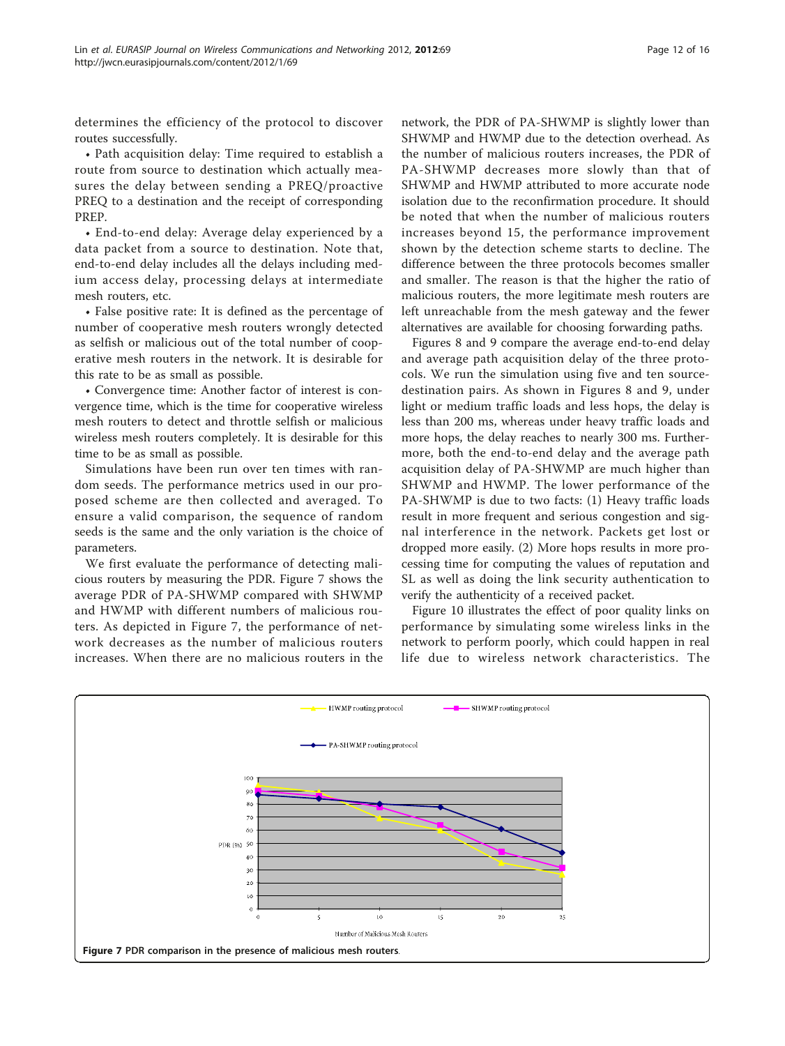determines the efficiency of the protocol to discover routes successfully.

- Path acquisition delay: Time required to establish a route from source to destination which actually measures the delay between sending a PREQ/proactive PREQ to a destination and the receipt of corresponding PREP.
- End-to-end delay: Average delay experienced by a data packet from a source to destination. Note that, end-to-end delay includes all the delays including medium access delay, processing delays at intermediate mesh routers, etc.
- False positive rate: It is defined as the percentage of number of cooperative mesh routers wrongly detected as selfish or malicious out of the total number of cooperative mesh routers in the network. It is desirable for this rate to be as small as possible.
- Convergence time: Another factor of interest is convergence time, which is the time for cooperative wireless mesh routers to detect and throttle selfish or malicious wireless mesh routers completely. It is desirable for this time to be as small as possible.

Simulations have been run over ten times with random seeds. The performance metrics used in our proposed scheme are then collected and averaged. To ensure a valid comparison, the sequence of random seeds is the same and the only variation is the choice of parameters.

We first evaluate the performance of detecting malicious routers by measuring the PDR. Figure 7 shows the average PDR of PA-SHWMP compared with SHWMP and HWMP with different numbers of malicious routers. As depicted in Figure 7, the performance of network decreases as the number of malicious routers increases. When there are no malicious routers in the network, the PDR of PA-SHWMP is slightly lower than SHWMP and HWMP due to the detection overhead. As the number of malicious routers increases, the PDR of PA-SHWMP decreases more slowly than that of SHWMP and HWMP attributed to more accurate node isolation due to the reconfirmation procedure. It should be noted that when the number of malicious routers increases beyond 15, the performance improvement shown by the detection scheme starts to decline. The difference between the three protocols becomes smaller and smaller. The reason is that the higher the ratio of malicious routers, the more legitimate mesh routers are left unreachable from the mesh gateway and the fewer alternatives are available for choosing forwarding paths.

Figures 8 and 9 compare the average end-to-end delay and average path acquisition delay of the three protocols. We run the simulation using five and ten source-destination pairs. As shown in Figures 8 and 9, under light or medium traffic loads and less hops, the delay is less than 200 ms, whereas under heavy traffic loads and more hops, the delay reaches to nearly 300 ms. Furthermore, both the end-to-end delay and the average path acquisition delay of PA-SHWMP are much higher than SHWMP and HWMP. The lower performance of the PA-SHWMP is due to two facts: (1) Heavy traffic loads result in more frequent and serious congestion and signal interference in the network. Packets get lost or dropped more easily. (2) More hops results in more processing time for computing the values of reputation and SL as well as doing the link security authentication to verify the authenticity of a received packet.

Figure 10 illustrates the effect of poor quality links on performance by simulating some wireless links in the network to perform poorly, which could happen in real life due to wireless network characteristics. The

**Figure 7** PDR comparison in the presence of malicious mesh routers.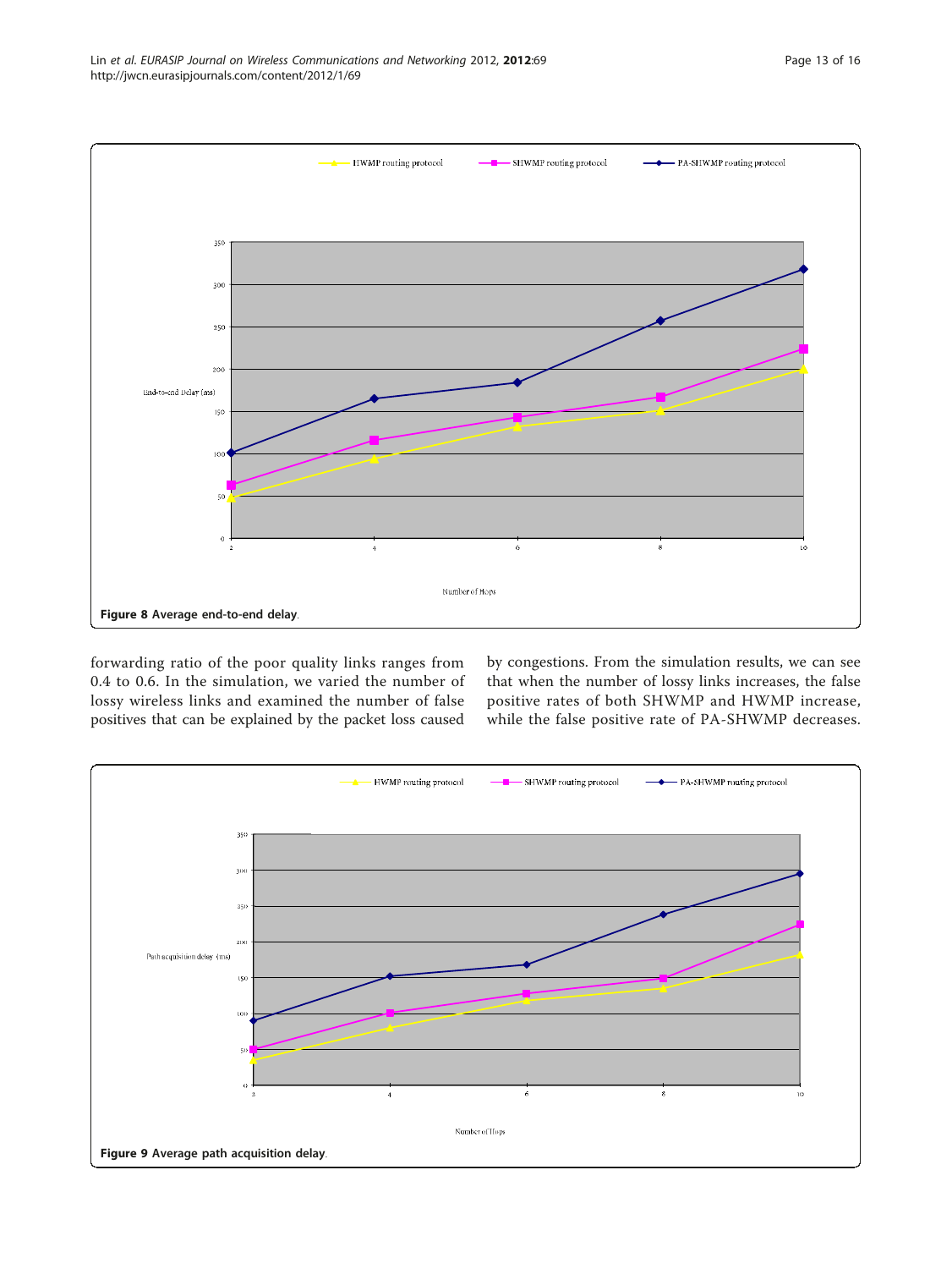Figure 8 Average end-to-end delay.

forwarding ratio of the poor quality links ranges from 0.4 to 0.6. In the simulation, we varied the number of lossy wireless links and examined the number of false positives that can be explained by the packet loss caused by congestions. From the simulation results, we can see that when the number of lossy links increases, the false positive rates of both SHWMP and HWMP increase, while the false positive rate of PA-SHWMP decreases.

Figure 9 Average path acquisition delay.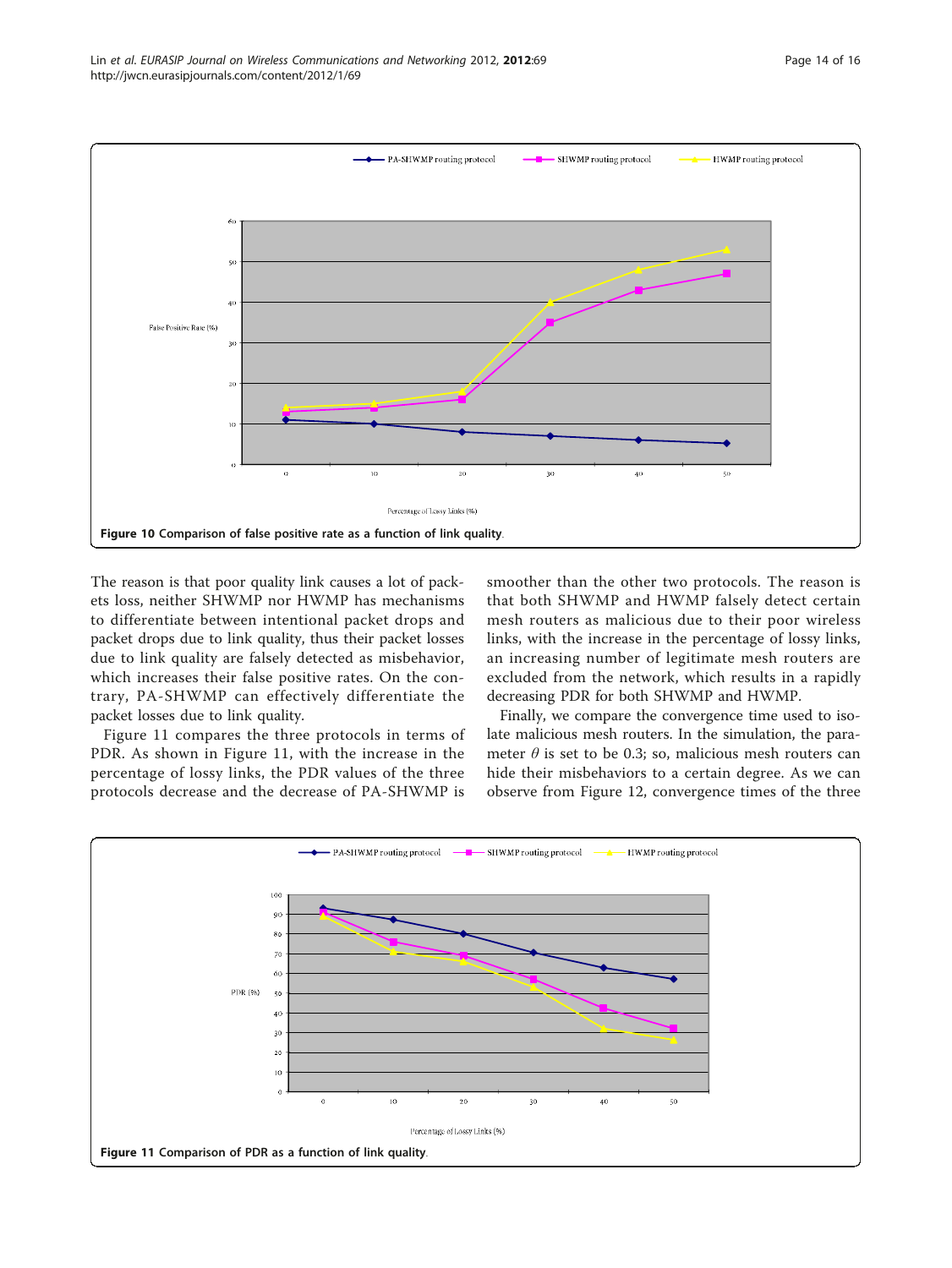Figure 10 Comparison of false positive rate as a function of link quality.

The reason is that poor quality link causes a lot of packets loss, neither SHWMP nor HWMP has mechanisms to differentiate between intentional packet drops and packet drops due to link quality, thus their packet losses due to link quality are falsely detected as misbehavior, which increases their false positive rates. On the contrary, PA-SHWMP can effectively differentiate the packet losses due to link quality.

Figure 11 compares the three protocols in terms of PDR. As shown in Figure 11, with the increase in the percentage of lossy links, the PDR values of the three protocols decrease and the decrease of PA-SHWMP is smoother than the other two protocols. The reason is that both SHWMP and HWMP falsely detect certain mesh routers as malicious due to their poor wireless links, with the increase in the percentage of lossy links, an increasing number of legitimate mesh routers are excluded from the network, which results in a rapidly decreasing PDR for both SHWMP and HWMP.

Finally, we compare the convergence time used to isolate malicious mesh routers. In the simulation, the parameter $\theta$ is set to be 0.3; so, malicious mesh routers can hide their misbehaviors to a certain degree. As we can observe from Figure 12, convergence times of the three

Figure 11 Comparison of PDR as a function of link quality.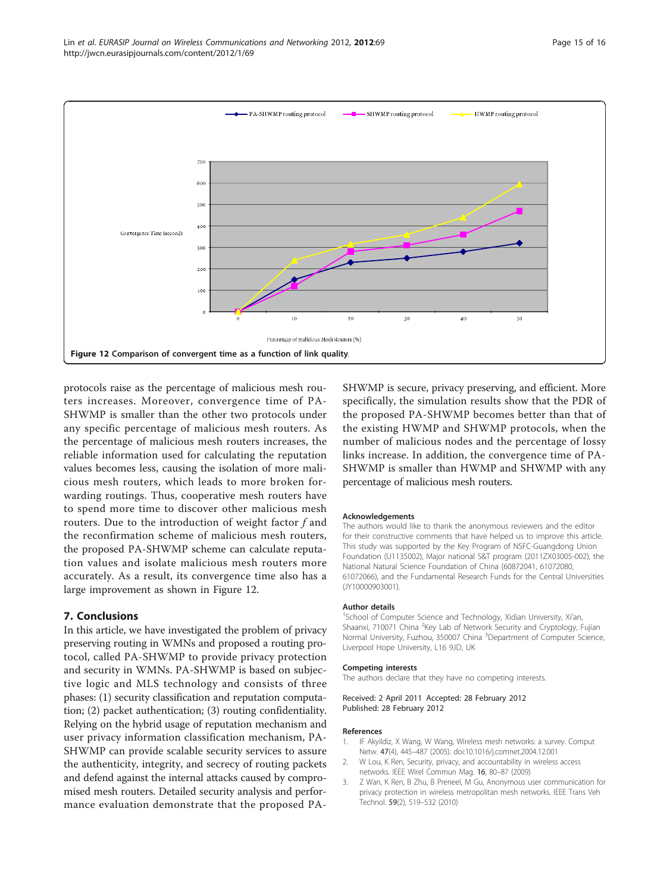Figure 12 Comparison of convergent time as a function of link quality.

protocols raise as the percentage of malicious mesh routers increases. Moreover, convergence time of PA-SHWMP is smaller than the other two protocols under any specific percentage of malicious mesh routers. As the percentage of malicious mesh routers increases, the reliable information used for calculating the reputation values becomes less, causing the isolation of more malicious mesh routers, which leads to more broken forwarding routings. Thus, cooperative mesh routers have to spend more time to discover other malicious mesh routers. Due to the introduction of weight factor $f$ and the reconfirmation scheme of malicious mesh routers, the proposed PA-SHWMP scheme can calculate reputation values and isolate malicious mesh routers more accurately. As a result, its convergence time also has a large improvement as shown in Figure 12.

## 7. Conclusions

In this article, we have investigated the problem of privacy preserving routing in WMNs and proposed a routing protocol, called PA-SHWMP to provide privacy protection and security in WMNs. PA-SHWMP is based on subjective logic and MLS technology and consists of three phases: (1) security classification and reputation computation; (2) packet authentication; (3) routing confidentiality. Relying on the hybrid usage of reputation mechanism and user privacy information classification mechanism, PA-SHWMP can provide scalable security services to assure the authenticity, integrity, and secrecy of routing packets and defend against the internal attacks caused by compromised mesh routers. Detailed security analysis and performance evaluation demonstrate that the proposed PA-SHWMP is secure, privacy preserving, and efficient. More specifically, the simulation results show that the PDR of the proposed PA-SHWMP becomes better than that of the existing HWMP and SHWMP protocols, when the number of malicious nodes and the percentage of lossy links increase. In addition, the convergence time of PA-SHWMP is smaller than HWMP and SHWMP with any percentage of malicious mesh routers.

### Acknowledgements

The authors would like to thank the anonymous reviewers and the editor for their constructive comments that have helped us to improve this article. This study was supported by the Key Program of NSFC-Guangdong Union Foundation (U1135002), Major national S&T program (2011ZX03005-002), the National Natural Science Foundation of China (60872041, 61072080, 61072066), and the Fundamental Research Funds for the Central Universities (JY10000903001).

### Author details

[1]School of Computer Science and Technology, Xidian University, Xi'an, Shaanxi, 710071 China [2]Key Lab of Network Security and Cryptology, Fujian Normal University, Fuzhou, 350007 China [3]Department of Computer Science, Liverpool Hope University, L16 9JD, UK

### Competing interests

The authors declare that they have no competing interests.

Received: 2 April 2011 Accepted: 28 February 2012
Published: 28 February 2012

### References

1. IF Akyildiz, X Wang, W Wang, Wireless mesh networks: a survey. Comput Netw. **47**(4), 445–487 (2005). doi:10.1016/j.comnet.2004.12.001
2. W Lou, K Ren, Security, privacy, and accountability in wireless access networks. IEEE Wirel Commun Mag. **16**, 80–87 (2009)
3. Z Wan, K Ren, B Zhu, B Preneel, M Gu, Anonymous user communication for privacy protection in wireless metropolitan mesh networks. IEEE Trans Veh Technol. **59**(2), 519–532 (2010)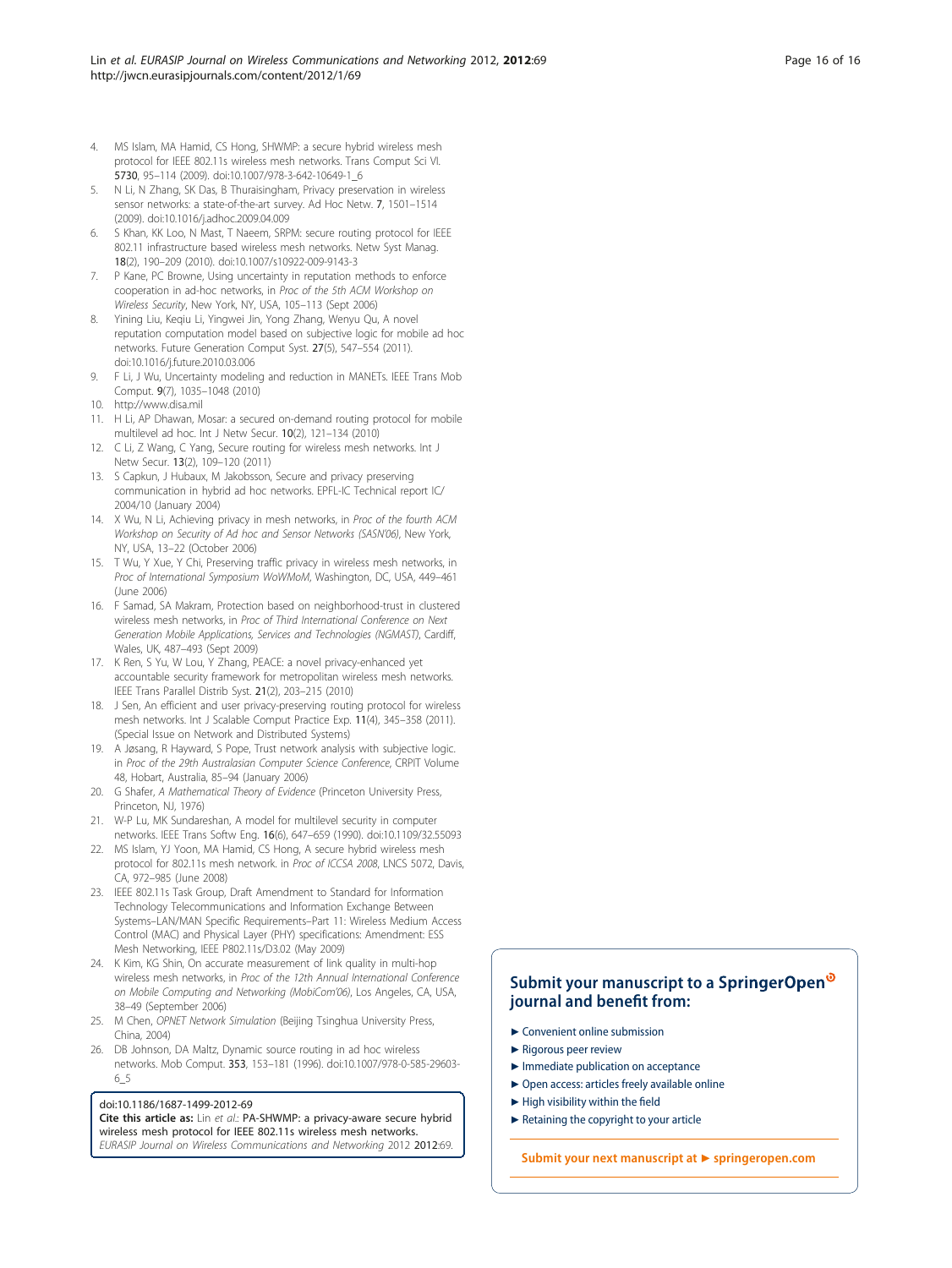4. MS Islam, MA Hamid, CS Hong, SHWMP: a secure hybrid wireless mesh protocol for IEEE 802.11s wireless mesh networks. Trans Comput Sci VI. **5730**, 95–114 (2009). doi:10.1007/978-3-642-10649-1_6
5. N Li, N Zhang, SK Das, B Thuraisingham, Privacy preservation in wireless sensor networks: a state-of-the-art survey. Ad Hoc Netw. **7**, 1501–1514 (2009). doi:10.1016/j.adhoc.2009.04.009
6. S Khan, KK Loo, N Mast, T Naeem, SRPM: secure routing protocol for IEEE 802.11 infrastructure based wireless mesh networks. Netw Syst Manag. **18**(2), 190–209 (2010). doi:10.1007/s10922-009-9143-3
7. P Kane, PC Browne, Using uncertainty in reputation methods to enforce cooperation in ad-hoc networks, in *Proc of the 5th ACM Workshop on Wireless Security*, New York, NY, USA, 105–113 (Sept 2006)
8. Yining Liu, Keqiu Li, Yingwei Jin, Yong Zhang, Wenyu Qu, A novel reputation computation model based on subjective logic for mobile ad hoc networks. Future Generation Comput Syst. **27**(5), 547–554 (2011). doi:10.1016/j.future.2010.03.006
9. F Li, J Wu, Uncertainty modeling and reduction in MANETs. IEEE Trans Mob Comput. **9**(7), 1035–1048 (2010)
10. http://www.disa.mil
11. H Li, AP Dhawan, Mosar: a secured on-demand routing protocol for mobile multilevel ad hoc. Int J Netw Secur. **10**(2), 121–134 (2010)
12. C Li, Z Wang, C Yang, Secure routing for wireless mesh networks. Int J Netw Secur. **13**(2), 109–120 (2011)
13. S Capkun, J Hubaux, M Jakobsson, Secure and privacy preserving communication in hybrid ad hoc networks. EPFL-IC Technical report IC/2004/10 (January 2004)
14. X Wu, N Li, Achieving privacy in mesh networks, in *Proc of the fourth ACM Workshop on Security of Ad hoc and Sensor Networks (SASN'06)*, New York, NY, USA, 13–22 (October 2006)
15. T Wu, Y Xue, Y Chi, Preserving traffic privacy in wireless mesh networks, in *Proc of International Symposium WoWMoM*, Washington, DC, USA, 449–461 (June 2006)
16. F Samad, SA Makram, Protection based on neighborhood-trust in clustered wireless mesh networks, in *Proc of Third International Conference on Next Generation Mobile Applications, Services and Technologies (NGMAST)*, Cardiff, Wales, UK, 487–493 (Sept 2009)
17. K Ren, S Yu, W Lou, Y Zhang, PEACE: a novel privacy-enhanced yet accountable security framework for metropolitan wireless mesh networks. IEEE Trans Parallel Distrib Syst. **21**(2), 203–215 (2010)
18. J Sen, An efficient and user privacy-preserving routing protocol for wireless mesh networks. Int J Scalable Comput Practice Exp. **11**(4), 345–358 (2011). (Special Issue on Network and Distributed Systems)
19. A Jøsang, R Hayward, S Pope, Trust network analysis with subjective logic. in *Proc of the 29th Australasian Computer Science Conference*, CRPIT Volume 48, Hobart, Australia, 85–94 (January 2006)
20. G Shafer, *A Mathematical Theory of Evidence* (Princeton University Press, Princeton, NJ, 1976)
21. W-P Lu, MK Sundareshan, A model for multilevel security in computer networks. IEEE Trans Softw Eng. **16**(6), 647–659 (1990). doi:10.1109/32.55093
22. MS Islam, YJ Yoon, MA Hamid, CS Hong, A secure hybrid wireless mesh protocol for 802.11s mesh network. in *Proc of ICCSA 2008*, LNCS 5072, Davis, CA, 972–985 (June 2008)
23. IEEE 802.11s Task Group, Draft Amendment to Standard for Information Technology Telecommunications and Information Exchange Between Systems–LAN/MAN Specific Requirements–Part 11: Wireless Medium Access Control (MAC) and Physical Layer (PHY) specifications: Amendment: ESS Mesh Networking, IEEE P802.11s/D3.02 (May 2009)
24. K Kim, KG Shin, On accurate measurement of link quality in multi-hop wireless mesh networks, in *Proc of the 12th Annual International Conference on Mobile Computing and Networking (MobiCom'06)*, Los Angeles, CA, USA, 38–49 (September 2006)
25. M Chen, *OPNET Network Simulation* (Beijing Tsinghua University Press, China, 2004)
26. DB Johnson, DA Maltz, Dynamic source routing in ad hoc wireless networks. Mob Comput. **353**, 153–181 (1996). doi:10.1007/978-0-585-29603-6_5

doi:10.1186/1687-1499-2012-69

**Cite this article as:** Lin *et al.*: PA-SHWMP: a privacy-aware secure hybrid wireless mesh protocol for IEEE 802.11s wireless mesh networks. *EURASIP Journal on Wireless Communications and Networking* 2012 **2012**:69.

**Submit your manuscript to a SpringerOpen journal and benefit from:**

- ► Convenient online submission
- ► Rigorous peer review
- ► Immediate publication on acceptance
- ► Open access: articles freely available online
- ► High visibility within the field
- ► Retaining the copyright to your article

**Submit your next manuscript at ► springeropen.com**